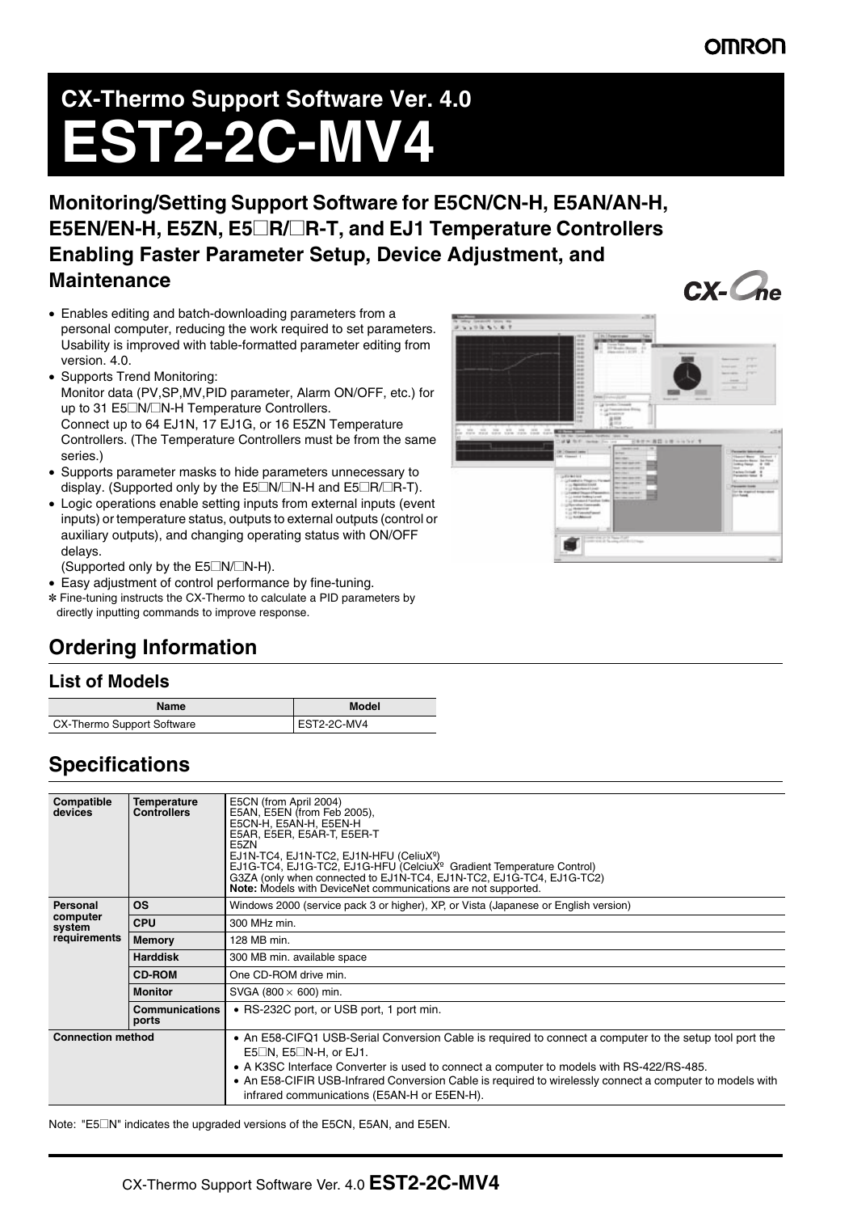# CX-Thermo Support Software Ver. 4.0

# EST2-2C-MV4

## Monitoring/Setting Support Software for E5CN/CN-H, E5AN/AN-H, E5EN/EN-H, E5ZN, E5□R/□R-T, and EJ1 Temperature Controllers Enabling Faster Parameter Setup, Device Adjustment, and Maintenance

- Enables editing and batch-downloading parameters from a personal computer, reducing the work required to set parameters. Usability is improved with table-formatted parameter editing from version. 4.0.
- Supports Trend Monitoring:
  Monitor data (PV,SP,MV,PID parameter, Alarm ON/OFF, etc.) for up to 31 E5□N/□N-H Temperature Controllers.
  Connect up to 64 EJ1N, 17 EJ1G, or 16 E5ZN Temperature Controllers. (The Temperature Controllers must be from the same series.)
- Supports parameter masks to hide parameters unnecessary to display. (Supported only by the E5□N/□N-H and E5□R/□R-T).
- Logic operations enable setting inputs from external inputs (event inputs) or temperature status, outputs to external outputs (control or auxiliary outputs), and changing operating status with ON/OFF delays.
  (Supported only by the E5□N/□N-H).
- Easy adjustment of control performance by fine-tuning.

✻ Fine-tuning instructs the CX-Thermo to calculate a PID parameters by directly inputting commands to improve response.

## Ordering Information

### List of Models

| Name | Model |
|---|---|
| CX-Thermo Support Software | EST2-2C-MV4 |

## Specifications

| | | |
|---|---|---|
| **Compatible devices** | **Temperature Controllers** | E5CN (from April 2004)<br>E5AN, E5EN (from Feb 2005),<br>E5CN-H, E5AN-H, E5EN-H<br>E5AR, E5ER, E5AR-T, E5ER-T<br>E5ZN<br>EJ1N-TC4, EJ1N-TC2, EJ1N-HFU (CeliuXº)<br>EJ1G-TC4, EJ1G-TC2, EJ1G-HFU (CelciuXº Gradient Temperature Control)<br>G3ZA (only when connected to EJ1N-TC4, EJ1N-TC2, EJ1G-TC4, EJ1G-TC2)<br>**Note:** Models with DeviceNet communications are not supported. |
| **Personal computer system requirements** | **OS** | Windows 2000 (service pack 3 or higher), XP, or Vista (Japanese or English version) |
| | **CPU** | 300 MHz min. |
| | **Memory** | 128 MB min. |
| | **Harddisk** | 300 MB min. available space |
| | **CD-ROM** | One CD-ROM drive min. |
| | **Monitor** | SVGA (800 × 600) min. |
| | **Communications ports** | • RS-232C port, or USB port, 1 port min. |
| **Connection method** | | • An E58-CIFQ1 USB-Serial Conversion Cable is required to connect a computer to the setup tool port the E5□N, E5□N-H, or EJ1.<br>• A K3SC Interface Converter is used to connect a computer to models with RS-422/RS-485.<br>• An E58-CIFIR USB-Infrared Conversion Cable is required to wirelessly connect a computer to models with infrared communications (E5AN-H or E5EN-H). |

Note: "E5□N" indicates the upgraded versions of the E5CN, E5AN, and E5EN.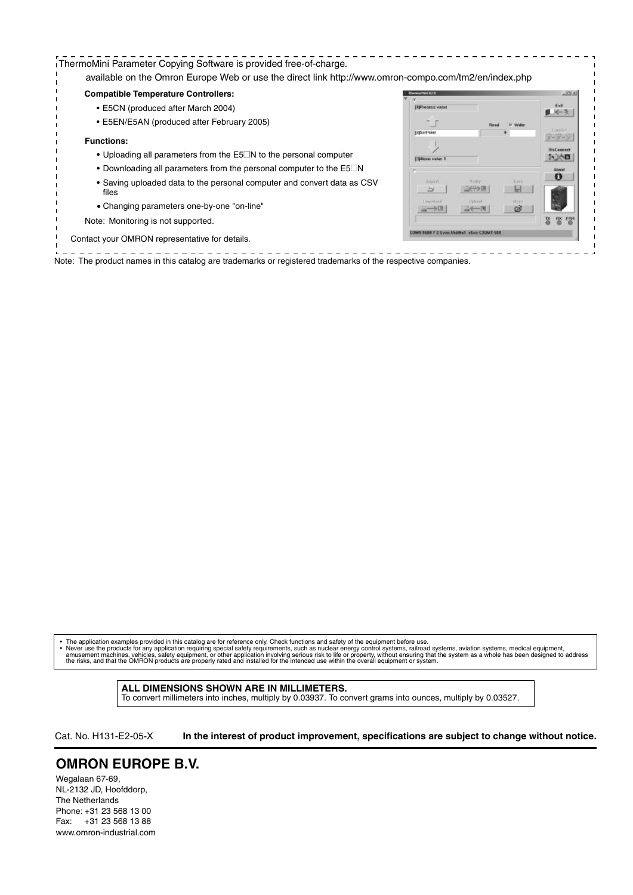ThermoMini Parameter Copying Software is provided free-of-charge.

available on the Omron Europe Web or use the direct link http://www.omron-compo.com/tm2/en/index.php

**Compatible Temperature Controllers:**

- E5CN (produced after March 2004)
- E5EN/E5AN (produced after February 2005)

**Functions:**

- Uploading all parameters from the E5□N to the personal computer
- Downloading all parameters from the personal computer to the E5□N
- Saving uploaded data to the personal computer and convert data as CSV files
- Changing parameters one-by-one "on-line"

Note: Monitoring is not supported.

Contact your OMRON representative for details.

Note: The product names in this catalog are trademarks or registered trademarks of the respective companies.

- The application examples provided in this catalog are for reference only. Check functions and safety of the equipment before use.
- Never use the products for any application requiring special safety requirements, such as nuclear energy control systems, railroad systems, aviation systems, medical equipment, amusement machines, vehicles, safety equipment, or other application involving serious risk to life or property, without ensuring that the system as a whole has been designed to address the risks, and that the OMRON products are properly rated and installed for the intended use within the overall equipment or system.

**ALL DIMENSIONS SHOWN ARE IN MILLIMETERS.**
To convert millimeters into inches, multiply by 0.03937. To convert grams into ounces, multiply by 0.03527.

Cat. No. H131-E2-05-X **In the interest of product improvement, specifications are subject to change without notice.**

## OMRON EUROPE B.V.

Wegalaan 67-69,
NL-2132 JD, Hoofddorp,
The Netherlands
Phone: +31 23 568 13 00
Fax: +31 23 568 13 88
www.omron-industrial.com